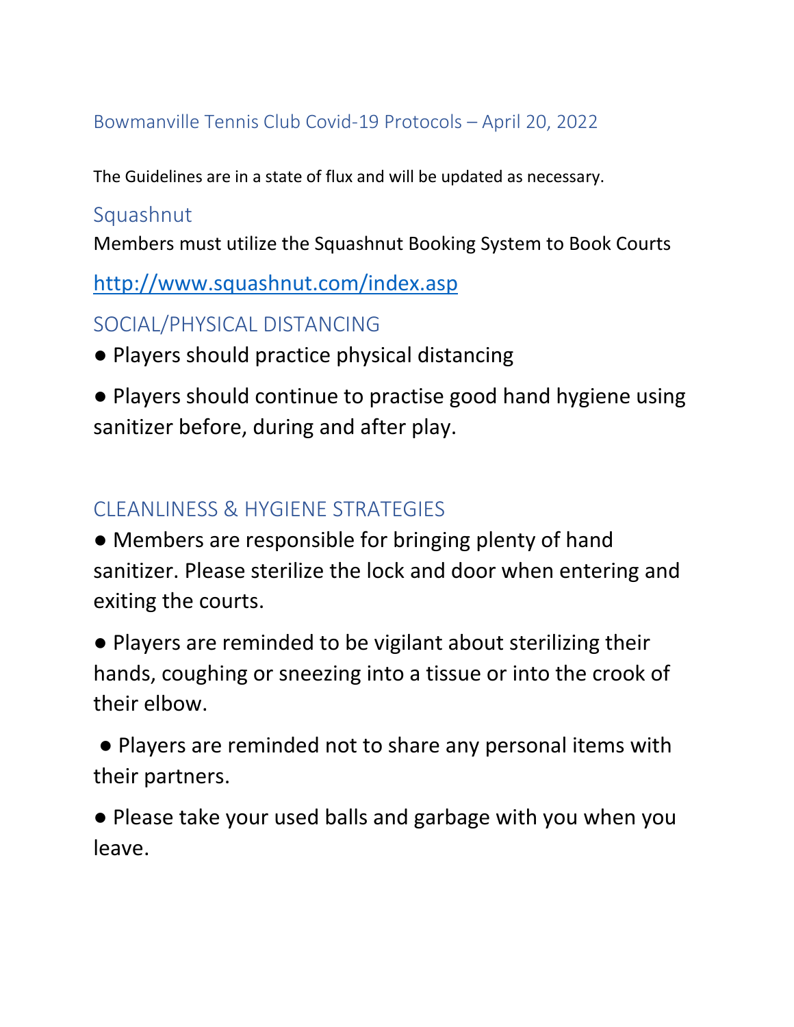# Bowmanville Tennis Club Covid-19 Protocols – April 20, 2022

The Guidelines are in a state of flux and will be updated as necessary.

## Squashnut

Members must utilize the Squashnut Booking System to Book Courts

http://www.squashnut.com/index.asp

## SOCIAL/PHYSICAL DISTANCING

- Players should practice physical distancing
- Players should continue to practise good hand hygiene using sanitizer before, during and after play.

## CLEANLINESS & HYGIENE STRATEGIES

- Members are responsible for bringing plenty of hand sanitizer. Please sterilize the lock and door when entering and exiting the courts.
- Players are reminded to be vigilant about sterilizing their hands, coughing or sneezing into a tissue or into the crook of their elbow.
- Players are reminded not to share any personal items with their partners.
- Please take your used balls and garbage with you when you leave.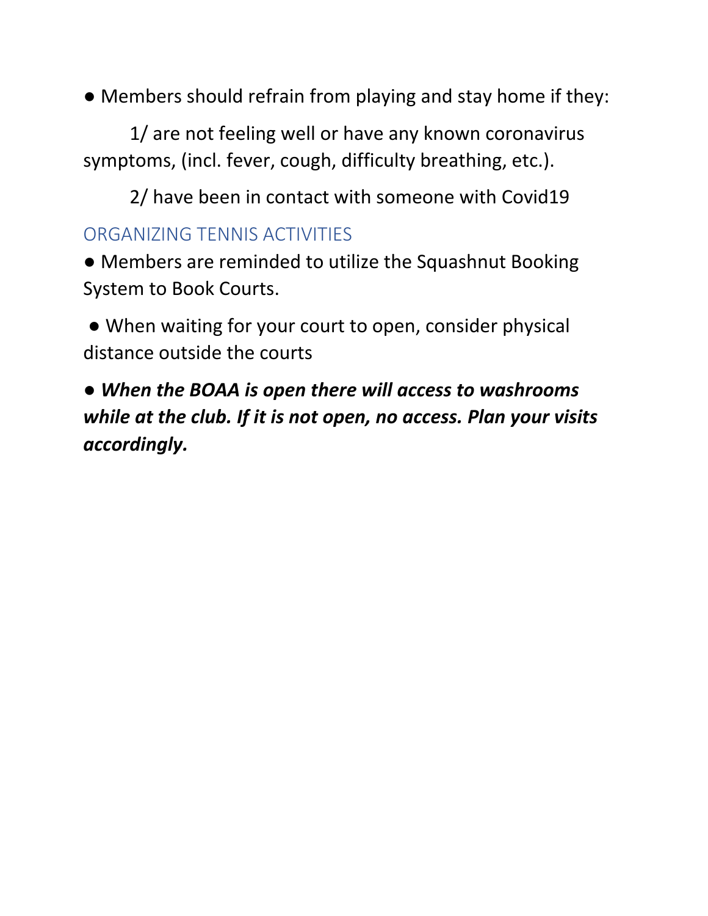● Members should refrain from playing and stay home if they:

1/ are not feeling well or have any known coronavirus symptoms, (incl. fever, cough, difficulty breathing, etc.).

2/ have been in contact with someone with Covid19

## ORGANIZING TENNIS ACTIVITIES

● Members are reminded to utilize the Squashnut Booking System to Book Courts.

● When waiting for your court to open, consider physical distance outside the courts

***● When the BOAA is open there will access to washrooms while at the club. If it is not open, no access. Plan your visits accordingly.***